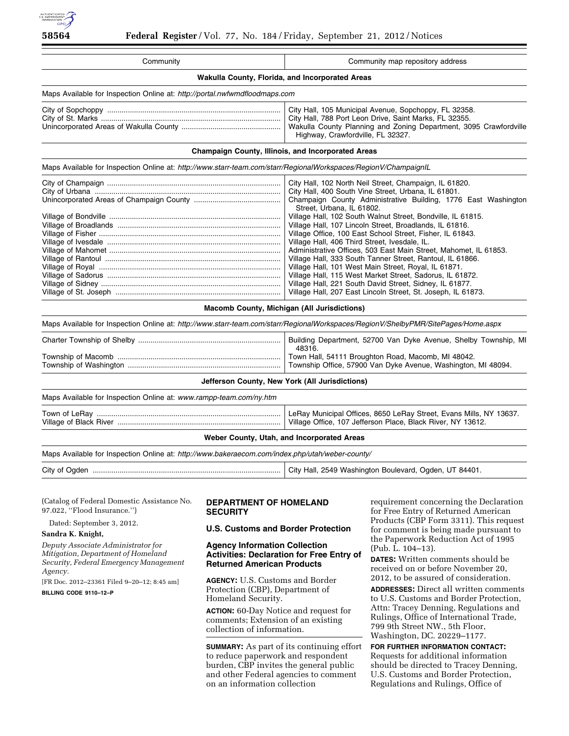| Community | Community map repository address |
|---|---|
| **Wakulla County, Florida, and Incorporated Areas** | |
| Maps Available for Inspection Online at: *http://portal.nwfwmdfloodmaps.com* | |
| City of Sopchoppy | City Hall, 105 Municipal Avenue, Sopchoppy, FL 32358. |
| City of St. Marks | City Hall, 788 Port Leon Drive, Saint Marks, FL 32355. |
| Unincorporated Areas of Wakulla County | Wakulla County Planning and Zoning Department, 3095 Crawfordville Highway, Crawfordville, FL 32327. |
| **Champaign County, Illinois, and Incorporated Areas** | |
| Maps Available for Inspection Online at: *http://www.starr-team.com/starr/RegionalWorkspaces/RegionV/ChampaignIL* | |
| City of Champaign | City Hall, 102 North Neil Street, Champaign, IL 61820. |
| City of Urbana | City Hall, 400 South Vine Street, Urbana, IL 61801. |
| Unincorporated Areas of Champaign County | Champaign County Administrative Building, 1776 East Washington Street, Urbana, IL 61802. |
| Village of Bondville | Village Hall, 102 South Walnut Street, Bondville, IL 61815. |
| Village of Broadlands | Village Hall, 107 Lincoln Street, Broadlands, IL 61816. |
| Village of Fisher | Village Office, 100 East School Street, Fisher, IL 61843. |
| Village of Ivesdale | Village Hall, 406 Third Street, Ivesdale, IL. |
| Village of Mahomet | Administrative Offices, 503 East Main Street, Mahomet, IL 61853. |
| Village of Rantoul | Village Hall, 333 South Tanner Street, Rantoul, IL 61866. |
| Village of Royal | Village Hall, 101 West Main Street, Royal, IL 61871. |
| Village of Sadorus | Village Hall, 115 West Market Street, Sadorus, IL 61872. |
| Village of Sidney | Village Hall, 221 South David Street, Sidney, IL 61877. |
| Village of St. Joseph | Village Hall, 207 East Lincoln Street, St. Joseph, IL 61873. |
| **Macomb County, Michigan (All Jurisdictions)** | |
| Maps Available for Inspection Online at: *http://www.starr-team.com/starr/RegionalWorkspaces/RegionV/ShelbyPMR/SitePages/Home.aspx* | |
| Charter Township of Shelby | Building Department, 52700 Van Dyke Avenue, Shelby Township, MI 48316. |
| Township of Macomb | Town Hall, 54111 Broughton Road, Macomb, MI 48042. |
| Township of Washington | Township Office, 57900 Van Dyke Avenue, Washington, MI 48094. |
| **Jefferson County, New York (All Jurisdictions)** | |
| Maps Available for Inspection Online at: *www.rampp-team.com/ny.htm* | |
| Town of LeRay | LeRay Municipal Offices, 8650 LeRay Street, Evans Mills, NY 13637. |
| Village of Black River | Village Office, 107 Jefferson Place, Black River, NY 13612. |
| **Weber County, Utah, and Incorporated Areas** | |
| Maps Available for Inspection Online at: *http://www.bakeraecom.com/index.php/utah/weber-county/* | |
| City of Ogden | City Hall, 2549 Washington Boulevard, Ogden, UT 84401. |

(Catalog of Federal Domestic Assistance No. 97.022, ''Flood Insurance.'')

Dated: September 3, 2012.

**Sandra K. Knight,**

*Deputy Associate Administrator for Mitigation, Department of Homeland Security, Federal Emergency Management Agency.*

[FR Doc. 2012–23361 Filed 9–20–12; 8:45 am]

**BILLING CODE 9110–12–P**

## DEPARTMENT OF HOMELAND SECURITY

### U.S. Customs and Border Protection

### Agency Information Collection Activities: Declaration for Free Entry of Returned American Products

**AGENCY:** U.S. Customs and Border Protection (CBP), Department of Homeland Security.

**ACTION:** 60-Day Notice and request for comments; Extension of an existing collection of information.

**SUMMARY:** As part of its continuing effort to reduce paperwork and respondent burden, CBP invites the general public and other Federal agencies to comment on an information collection requirement concerning the Declaration for Free Entry of Returned American Products (CBP Form 3311). This request for comment is being made pursuant to the Paperwork Reduction Act of 1995 (Pub. L. 104–13).

**DATES:** Written comments should be received on or before November 20, 2012, to be assured of consideration.

**ADDRESSES:** Direct all written comments to U.S. Customs and Border Protection, Attn: Tracey Denning, Regulations and Rulings, Office of International Trade, 799 9th Street NW., 5th Floor, Washington, DC. 20229–1177.

**FOR FURTHER INFORMATION CONTACT:** Requests for additional information should be directed to Tracey Denning, U.S. Customs and Border Protection, Regulations and Rulings, Office of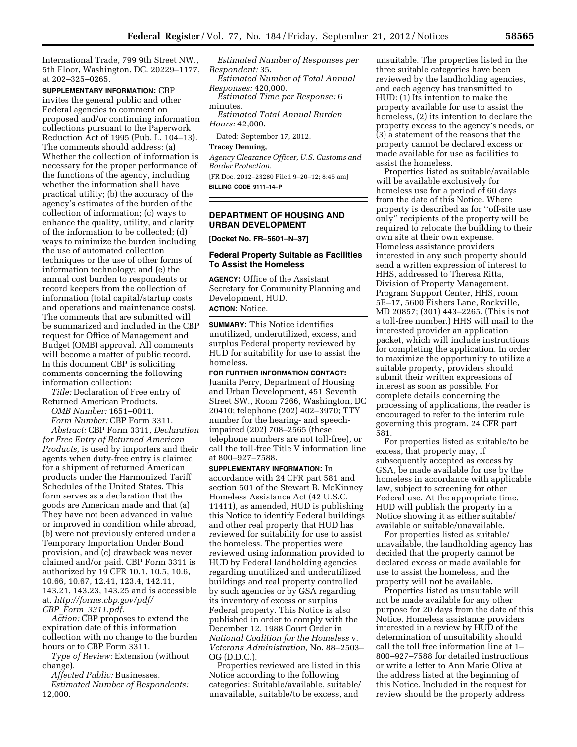International Trade, 799 9th Street NW., 5th Floor, Washington, DC. 20229–1177, at 202–325–0265.

**SUPPLEMENTARY INFORMATION:** CBP invites the general public and other Federal agencies to comment on proposed and/or continuing information collections pursuant to the Paperwork Reduction Act of 1995 (Pub. L. 104–13). The comments should address: (a) Whether the collection of information is necessary for the proper performance of the functions of the agency, including whether the information shall have practical utility; (b) the accuracy of the agency's estimates of the burden of the collection of information; (c) ways to enhance the quality, utility, and clarity of the information to be collected; (d) ways to minimize the burden including the use of automated collection techniques or the use of other forms of information technology; and (e) the annual cost burden to respondents or record keepers from the collection of information (total capital/startup costs and operations and maintenance costs). The comments that are submitted will be summarized and included in the CBP request for Office of Management and Budget (OMB) approval. All comments will become a matter of public record. In this document CBP is soliciting comments concerning the following information collection:

*Title:* Declaration of Free entry of Returned American Products.

*OMB Number:* 1651–0011.

*Form Number:* CBP Form 3311.

*Abstract:* CBP Form 3311, *Declaration for Free Entry of Returned American Products,* is used by importers and their agents when duty-free entry is claimed for a shipment of returned American products under the Harmonized Tariff Schedules of the United States. This form serves as a declaration that the goods are American made and that (a) They have not been advanced in value or improved in condition while abroad, (b) were not previously entered under a Temporary Importation Under Bond provision, and (c) drawback was never claimed and/or paid. CBP Form 3311 is authorized by 19 CFR 10.1, 10.5, 10.6, 10.66, 10.67, 12.41, 123.4, 142.11, 143.21, 143.23, 143.25 and is accessible at. *http://forms.cbp.gov/pdf/CBP_Form_3311.pdf.*

*Action:* CBP proposes to extend the expiration date of this information collection with no change to the burden hours or to CBP Form 3311.

*Type of Review:* Extension (without change).

*Affected Public:* Businesses.

*Estimated Number of Respondents:* 12,000.

*Estimated Number of Responses per Respondent:* 35.

*Estimated Number of Total Annual Responses:* 420,000.

*Estimated Time per Response:* 6 minutes.

*Estimated Total Annual Burden Hours:* 42,000.

Dated: September 17, 2012.

**Tracey Denning,**

*Agency Clearance Officer, U.S. Customs and Border Protection.*

[FR Doc. 2012–23280 Filed 9–20–12; 8:45 am]

**BILLING CODE 9111–14–P**

---

## DEPARTMENT OF HOUSING AND URBAN DEVELOPMENT

**[Docket No. FR–5601–N–37]**

### Federal Property Suitable as Facilities To Assist the Homeless

**AGENCY:** Office of the Assistant Secretary for Community Planning and Development, HUD.

**ACTION:** Notice.

**SUMMARY:** This Notice identifies unutilized, underutilized, excess, and surplus Federal property reviewed by HUD for suitability for use to assist the homeless.

**FOR FURTHER INFORMATION CONTACT:** Juanita Perry, Department of Housing and Urban Development, 451 Seventh Street SW., Room 7266, Washington, DC 20410; telephone (202) 402–3970; TTY number for the hearing- and speech-impaired (202) 708–2565 (these telephone numbers are not toll-free), or call the toll-free Title V information line at 800–927–7588.

**SUPPLEMENTARY INFORMATION:** In accordance with 24 CFR part 581 and section 501 of the Stewart B. McKinney Homeless Assistance Act (42 U.S.C. 11411), as amended, HUD is publishing this Notice to identify Federal buildings and other real property that HUD has reviewed for suitability for use to assist the homeless. The properties were reviewed using information provided to HUD by Federal landholding agencies regarding unutilized and underutilized buildings and real property controlled by such agencies or by GSA regarding its inventory of excess or surplus Federal property. This Notice is also published in order to comply with the December 12, 1988 Court Order in *National Coalition for the Homeless* v. *Veterans Administration,* No. 88–2503–OG (D.D.C.).

Properties reviewed are listed in this Notice according to the following categories: Suitable/available, suitable/unavailable, suitable/to be excess, and unsuitable. The properties listed in the three suitable categories have been reviewed by the landholding agencies, and each agency has transmitted to HUD: (1) Its intention to make the property available for use to assist the homeless, (2) its intention to declare the property excess to the agency's needs, or (3) a statement of the reasons that the property cannot be declared excess or made available for use as facilities to assist the homeless.

Properties listed as suitable/available will be available exclusively for homeless use for a period of 60 days from the date of this Notice. Where property is described as for ''off-site use only'' recipients of the property will be required to relocate the building to their own site at their own expense. Homeless assistance providers interested in any such property should send a written expression of interest to HHS, addressed to Theresa Ritta, Division of Property Management, Program Support Center, HHS, room 5B–17, 5600 Fishers Lane, Rockville, MD 20857; (301) 443–2265. (This is not a toll-free number.) HHS will mail to the interested provider an application packet, which will include instructions for completing the application. In order to maximize the opportunity to utilize a suitable property, providers should submit their written expressions of interest as soon as possible. For complete details concerning the processing of applications, the reader is encouraged to refer to the interim rule governing this program, 24 CFR part 581.

For properties listed as suitable/to be excess, that property may, if subsequently accepted as excess by GSA, be made available for use by the homeless in accordance with applicable law, subject to screening for other Federal use. At the appropriate time, HUD will publish the property in a Notice showing it as either suitable/available or suitable/unavailable.

For properties listed as suitable/unavailable, the landholding agency has decided that the property cannot be declared excess or made available for use to assist the homeless, and the property will not be available.

Properties listed as unsuitable will not be made available for any other purpose for 20 days from the date of this Notice. Homeless assistance providers interested in a review by HUD of the determination of unsuitability should call the toll free information line at 1–800–927–7588 for detailed instructions or write a letter to Ann Marie Oliva at the address listed at the beginning of this Notice. Included in the request for review should be the property address